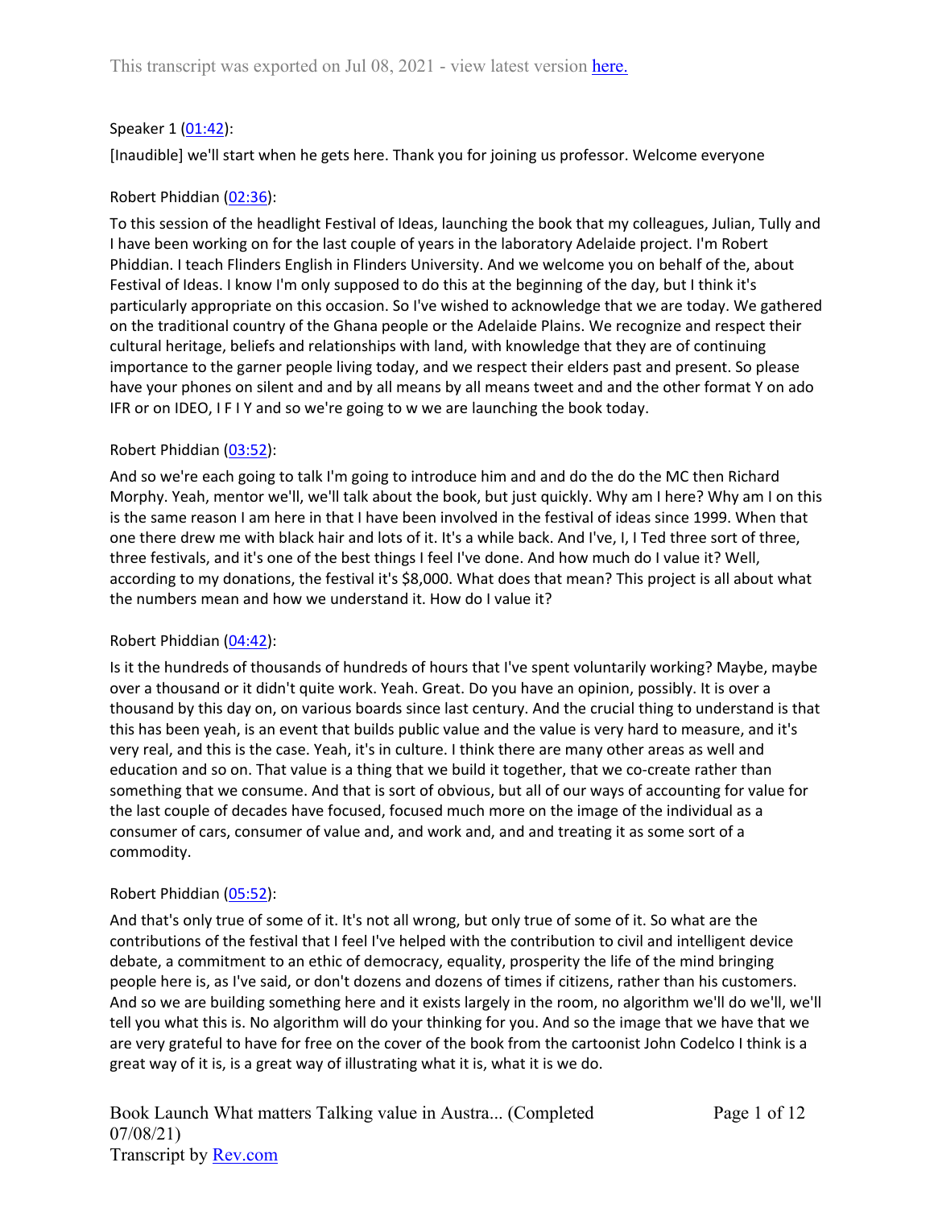This transcript was exported on Jul 08, 2021 - view latest version [here.](#)

Speaker 1 ([01:42](#)):

[Inaudible] we'll start when he gets here. Thank you for joining us professor. Welcome everyone

Robert Phiddian ([02:36](#)):

To this session of the headlight Festival of Ideas, launching the book that my colleagues, Julian, Tully and I have been working on for the last couple of years in the laboratory Adelaide project. I'm Robert Phiddian. I teach Flinders English in Flinders University. And we welcome you on behalf of the, about Festival of Ideas. I know I'm only supposed to do this at the beginning of the day, but I think it's particularly appropriate on this occasion. So I've wished to acknowledge that we are today. We gathered on the traditional country of the Ghana people or the Adelaide Plains. We recognize and respect their cultural heritage, beliefs and relationships with land, with knowledge that they are of continuing importance to the garner people living today, and we respect their elders past and present. So please have your phones on silent and and by all means by all means tweet and and the other format Y on ado IFR or on IDEO, I F I Y and so we're going to w we are launching the book today.

Robert Phiddian ([03:52](#)):

And so we're each going to talk I'm going to introduce him and and do the do the MC then Richard Morphy. Yeah, mentor we'll, we'll talk about the book, but just quickly. Why am I here? Why am I on this is the same reason I am here in that I have been involved in the festival of ideas since 1999. When that one there drew me with black hair and lots of it. It's a while back. And I've, I, I Ted three sort of three, three festivals, and it's one of the best things I feel I've done. And how much do I value it? Well, according to my donations, the festival it's $8,000. What does that mean? This project is all about what the numbers mean and how we understand it. How do I value it?

Robert Phiddian ([04:42](#)):

Is it the hundreds of thousands of hundreds of hours that I've spent voluntarily working? Maybe, maybe over a thousand or it didn't quite work. Yeah. Great. Do you have an opinion, possibly. It is over a thousand by this day on, on various boards since last century. And the crucial thing to understand is that this has been yeah, is an event that builds public value and the value is very hard to measure, and it's very real, and this is the case. Yeah, it's in culture. I think there are many other areas as well and education and so on. That value is a thing that we build it together, that we co-create rather than something that we consume. And that is sort of obvious, but all of our ways of accounting for value for the last couple of decades have focused, focused much more on the image of the individual as a consumer of cars, consumer of value and, and work and, and and treating it as some sort of a commodity.

Robert Phiddian ([05:52](#)):

And that's only true of some of it. It's not all wrong, but only true of some of it. So what are the contributions of the festival that I feel I've helped with the contribution to civil and intelligent device debate, a commitment to an ethic of democracy, equality, prosperity the life of the mind bringing people here is, as I've said, or don't dozens and dozens of times if citizens, rather than his customers. And so we are building something here and it exists largely in the room, no algorithm we'll do we'll, we'll tell you what this is. No algorithm will do your thinking for you. And so the image that we have that we are very grateful to have for free on the cover of the book from the cartoonist John Codelco I think is a great way of it is, is a great way of illustrating what it is, what it is we do.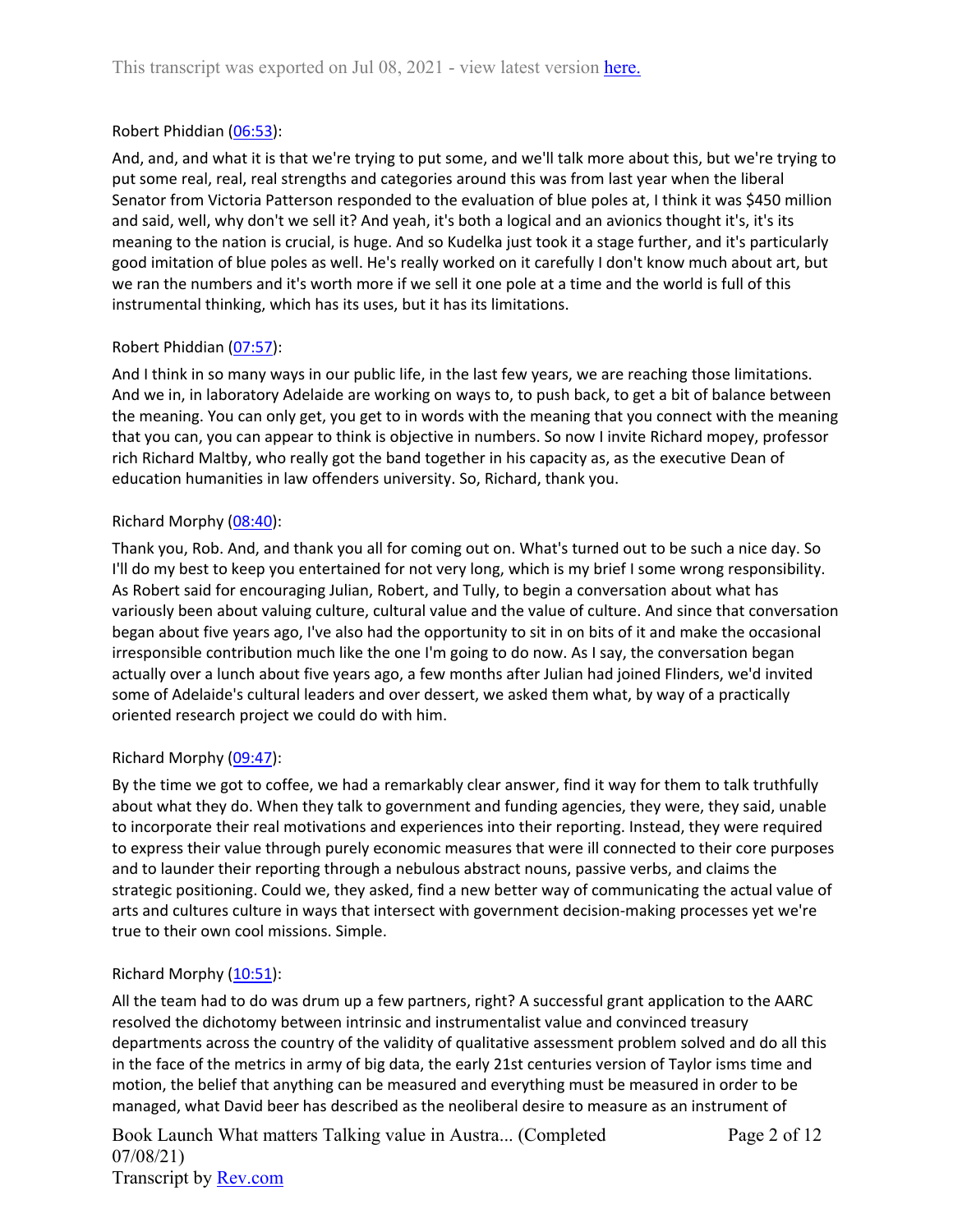Robert Phiddian (06:53):

And, and, and what it is that we're trying to put some, and we'll talk more about this, but we're trying to put some real, real, real strengths and categories around this was from last year when the liberal Senator from Victoria Patterson responded to the evaluation of blue poles at, I think it was $450 million and said, well, why don't we sell it? And yeah, it's both a logical and an avionics thought it's, it's its meaning to the nation is crucial, is huge. And so Kudelka just took it a stage further, and it's particularly good imitation of blue poles as well. He's really worked on it carefully I don't know much about art, but we ran the numbers and it's worth more if we sell it one pole at a time and the world is full of this instrumental thinking, which has its uses, but it has its limitations.

Robert Phiddian (07:57):

And I think in so many ways in our public life, in the last few years, we are reaching those limitations. And we in, in laboratory Adelaide are working on ways to, to push back, to get a bit of balance between the meaning. You can only get, you get to in words with the meaning that you connect with the meaning that you can, you can appear to think is objective in numbers. So now I invite Richard mopey, professor rich Richard Maltby, who really got the band together in his capacity as, as the executive Dean of education humanities in law offenders university. So, Richard, thank you.

Richard Morphy (08:40):

Thank you, Rob. And, and thank you all for coming out on. What's turned out to be such a nice day. So I'll do my best to keep you entertained for not very long, which is my brief I some wrong responsibility. As Robert said for encouraging Julian, Robert, and Tully, to begin a conversation about what has variously been about valuing culture, cultural value and the value of culture. And since that conversation began about five years ago, I've also had the opportunity to sit in on bits of it and make the occasional irresponsible contribution much like the one I'm going to do now. As I say, the conversation began actually over a lunch about five years ago, a few months after Julian had joined Flinders, we'd invited some of Adelaide's cultural leaders and over dessert, we asked them what, by way of a practically oriented research project we could do with him.

Richard Morphy (09:47):

By the time we got to coffee, we had a remarkably clear answer, find it way for them to talk truthfully about what they do. When they talk to government and funding agencies, they were, they said, unable to incorporate their real motivations and experiences into their reporting. Instead, they were required to express their value through purely economic measures that were ill connected to their core purposes and to launder their reporting through a nebulous abstract nouns, passive verbs, and claims the strategic positioning. Could we, they asked, find a new better way of communicating the actual value of arts and cultures culture in ways that intersect with government decision-making processes yet we're true to their own cool missions. Simple.

Richard Morphy (10:51):

All the team had to do was drum up a few partners, right? A successful grant application to the AARC resolved the dichotomy between intrinsic and instrumentalist value and convinced treasury departments across the country of the validity of qualitative assessment problem solved and do all this in the face of the metrics in army of big data, the early 21st centuries version of Taylor isms time and motion, the belief that anything can be measured and everything must be measured in order to be managed, what David beer has described as the neoliberal desire to measure as an instrument of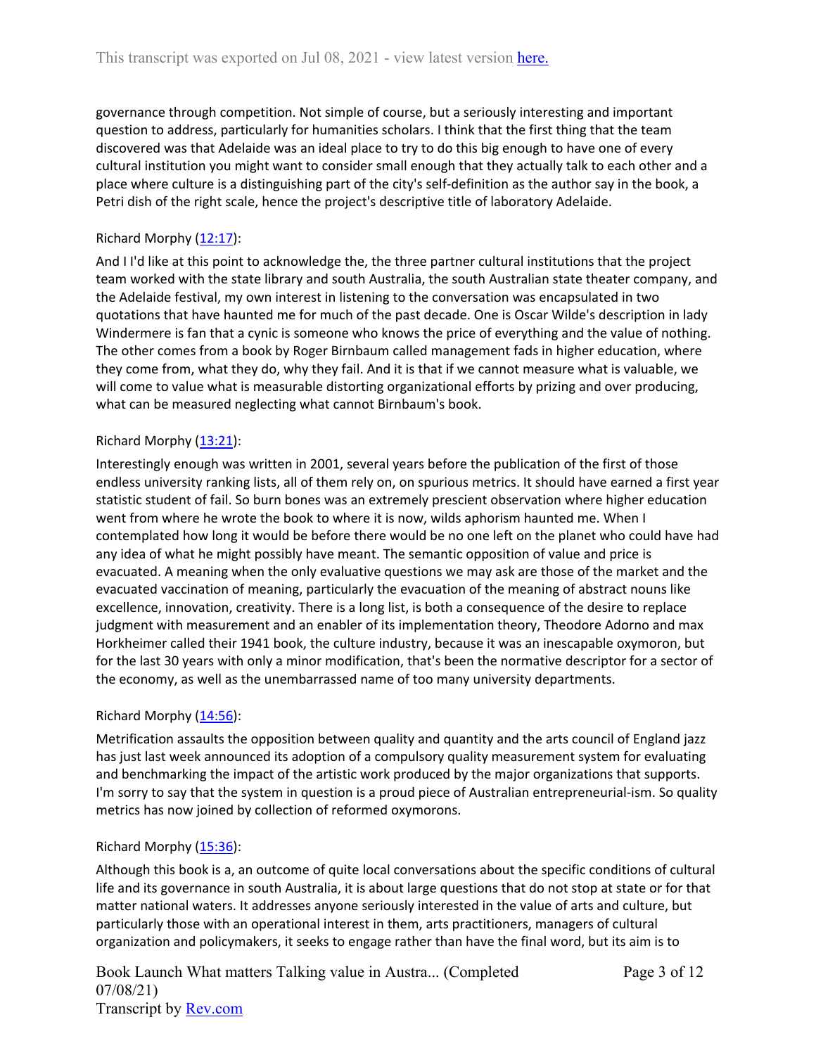governance through competition. Not simple of course, but a seriously interesting and important question to address, particularly for humanities scholars. I think that the first thing that the team discovered was that Adelaide was an ideal place to try to do this big enough to have one of every cultural institution you might want to consider small enough that they actually talk to each other and a place where culture is a distinguishing part of the city's self-definition as the author say in the book, a Petri dish of the right scale, hence the project's descriptive title of laboratory Adelaide.

Richard Morphy ([12:17](#)):

And I I'd like at this point to acknowledge the, the three partner cultural institutions that the project team worked with the state library and south Australia, the south Australian state theater company, and the Adelaide festival, my own interest in listening to the conversation was encapsulated in two quotations that have haunted me for much of the past decade. One is Oscar Wilde's description in lady Windermere is fan that a cynic is someone who knows the price of everything and the value of nothing. The other comes from a book by Roger Birnbaum called management fads in higher education, where they come from, what they do, why they fail. And it is that if we cannot measure what is valuable, we will come to value what is measurable distorting organizational efforts by prizing and over producing, what can be measured neglecting what cannot Birnbaum's book.

Richard Morphy ([13:21](#)):

Interestingly enough was written in 2001, several years before the publication of the first of those endless university ranking lists, all of them rely on, on spurious metrics. It should have earned a first year statistic student of fail. So burn bones was an extremely prescient observation where higher education went from where he wrote the book to where it is now, wilds aphorism haunted me. When I contemplated how long it would be before there would be no one left on the planet who could have had any idea of what he might possibly have meant. The semantic opposition of value and price is evacuated. A meaning when the only evaluative questions we may ask are those of the market and the evacuated vaccination of meaning, particularly the evacuation of the meaning of abstract nouns like excellence, innovation, creativity. There is a long list, is both a consequence of the desire to replace judgment with measurement and an enabler of its implementation theory, Theodore Adorno and max Horkheimer called their 1941 book, the culture industry, because it was an inescapable oxymoron, but for the last 30 years with only a minor modification, that's been the normative descriptor for a sector of the economy, as well as the unembarrassed name of too many university departments.

Richard Morphy ([14:56](#)):

Metrification assaults the opposition between quality and quantity and the arts council of England jazz has just last week announced its adoption of a compulsory quality measurement system for evaluating and benchmarking the impact of the artistic work produced by the major organizations that supports. I'm sorry to say that the system in question is a proud piece of Australian entrepreneurial-ism. So quality metrics has now joined by collection of reformed oxymorons.

Richard Morphy ([15:36](#)):

Although this book is a, an outcome of quite local conversations about the specific conditions of cultural life and its governance in south Australia, it is about large questions that do not stop at state or for that matter national waters. It addresses anyone seriously interested in the value of arts and culture, but particularly those with an operational interest in them, arts practitioners, managers of cultural organization and policymakers, it seeks to engage rather than have the final word, but its aim is to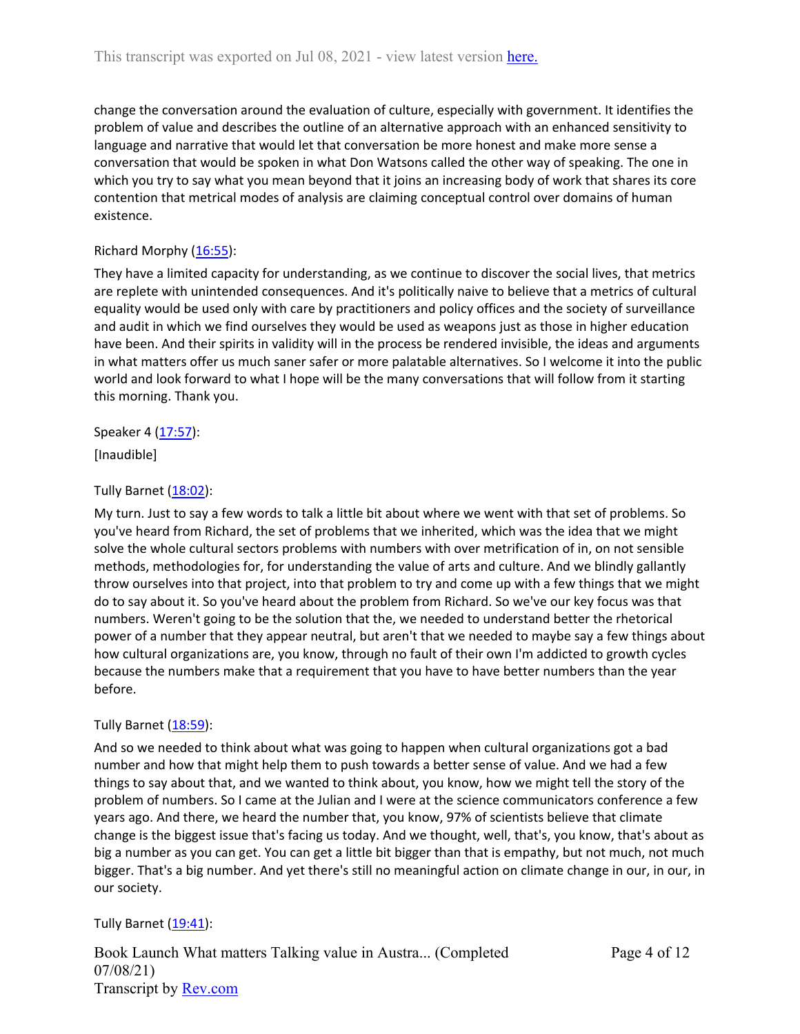change the conversation around the evaluation of culture, especially with government. It identifies the problem of value and describes the outline of an alternative approach with an enhanced sensitivity to language and narrative that would let that conversation be more honest and make more sense a conversation that would be spoken in what Don Watsons called the other way of speaking. The one in which you try to say what you mean beyond that it joins an increasing body of work that shares its core contention that metrical modes of analysis are claiming conceptual control over domains of human existence.

Richard Morphy ([16:55](#)):

They have a limited capacity for understanding, as we continue to discover the social lives, that metrics are replete with unintended consequences. And it's politically naive to believe that a metrics of cultural equality would be used only with care by practitioners and policy offices and the society of surveillance and audit in which we find ourselves they would be used as weapons just as those in higher education have been. And their spirits in validity will in the process be rendered invisible, the ideas and arguments in what matters offer us much saner safer or more palatable alternatives. So I welcome it into the public world and look forward to what I hope will be the many conversations that will follow from it starting this morning. Thank you.

Speaker 4 ([17:57](#)):

[Inaudible]

Tully Barnet ([18:02](#)):

My turn. Just to say a few words to talk a little bit about where we went with that set of problems. So you've heard from Richard, the set of problems that we inherited, which was the idea that we might solve the whole cultural sectors problems with numbers with over metrification of in, on not sensible methods, methodologies for, for understanding the value of arts and culture. And we blindly gallantly throw ourselves into that project, into that problem to try and come up with a few things that we might do to say about it. So you've heard about the problem from Richard. So we've our key focus was that numbers. Weren't going to be the solution that the, we needed to understand better the rhetorical power of a number that they appear neutral, but aren't that we needed to maybe say a few things about how cultural organizations are, you know, through no fault of their own I'm addicted to growth cycles because the numbers make that a requirement that you have to have better numbers than the year before.

Tully Barnet ([18:59](#)):

And so we needed to think about what was going to happen when cultural organizations got a bad number and how that might help them to push towards a better sense of value. And we had a few things to say about that, and we wanted to think about, you know, how we might tell the story of the problem of numbers. So I came at the Julian and I were at the science communicators conference a few years ago. And there, we heard the number that, you know, 97% of scientists believe that climate change is the biggest issue that's facing us today. And we thought, well, that's, you know, that's about as big a number as you can get. You can get a little bit bigger than that is empathy, but not much, not much bigger. That's a big number. And yet there's still no meaningful action on climate change in our, in our, in our society.

Tully Barnet ([19:41](#)):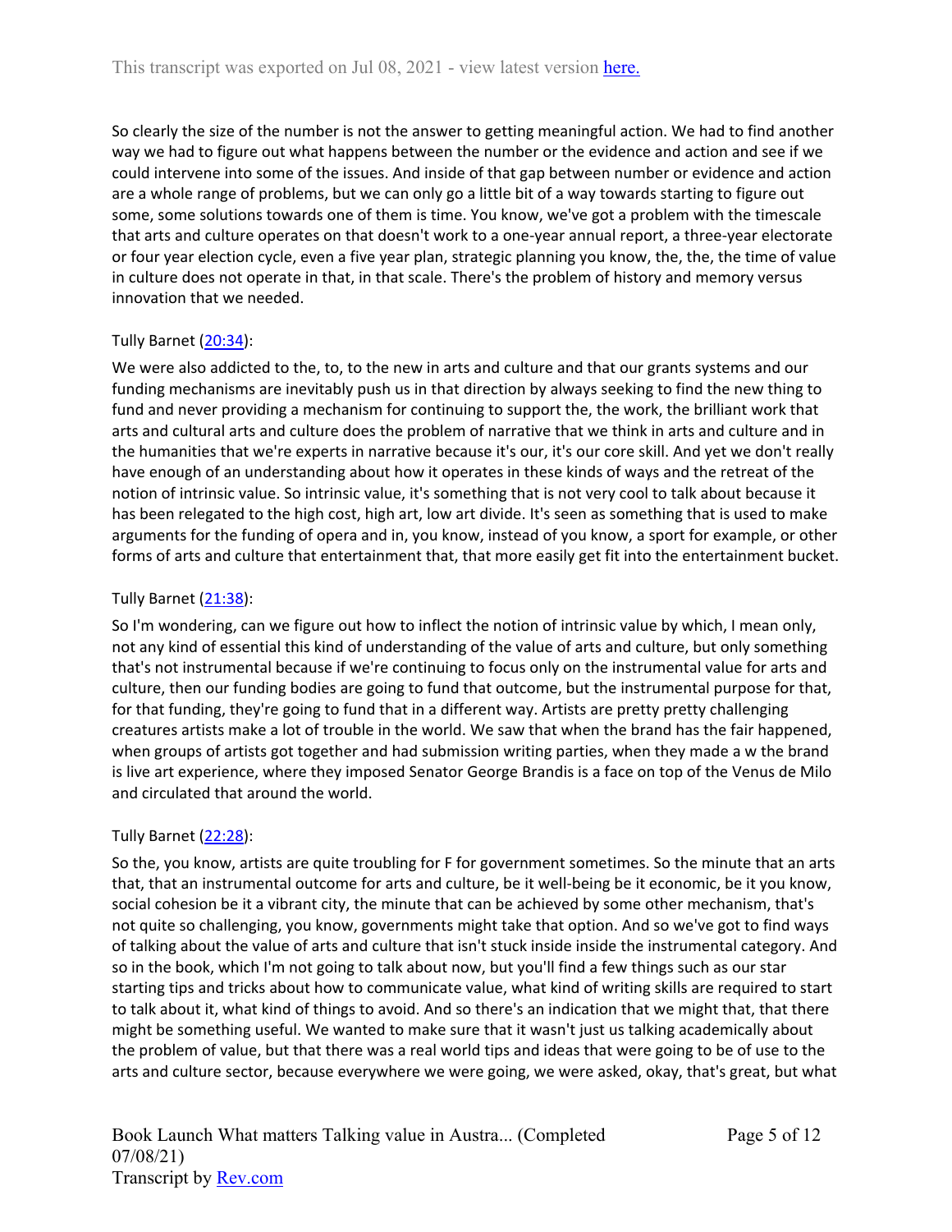So clearly the size of the number is not the answer to getting meaningful action. We had to find another way we had to figure out what happens between the number or the evidence and action and see if we could intervene into some of the issues. And inside of that gap between number or evidence and action are a whole range of problems, but we can only go a little bit of a way towards starting to figure out some, some solutions towards one of them is time. You know, we've got a problem with the timescale that arts and culture operates on that doesn't work to a one-year annual report, a three-year electorate or four year election cycle, even a five year plan, strategic planning you know, the, the, the time of value in culture does not operate in that, in that scale. There's the problem of history and memory versus innovation that we needed.

Tully Barnet ([20:34](#)):

We were also addicted to the, to, to the new in arts and culture and that our grants systems and our funding mechanisms are inevitably push us in that direction by always seeking to find the new thing to fund and never providing a mechanism for continuing to support the, the work, the brilliant work that arts and cultural arts and culture does the problem of narrative that we think in arts and culture and in the humanities that we're experts in narrative because it's our, it's our core skill. And yet we don't really have enough of an understanding about how it operates in these kinds of ways and the retreat of the notion of intrinsic value. So intrinsic value, it's something that is not very cool to talk about because it has been relegated to the high cost, high art, low art divide. It's seen as something that is used to make arguments for the funding of opera and in, you know, instead of you know, a sport for example, or other forms of arts and culture that entertainment that, that more easily get fit into the entertainment bucket.

Tully Barnet ([21:38](#)):

So I'm wondering, can we figure out how to inflect the notion of intrinsic value by which, I mean only, not any kind of essential this kind of understanding of the value of arts and culture, but only something that's not instrumental because if we're continuing to focus only on the instrumental value for arts and culture, then our funding bodies are going to fund that outcome, but the instrumental purpose for that, for that funding, they're going to fund that in a different way. Artists are pretty pretty challenging creatures artists make a lot of trouble in the world. We saw that when the brand has the fair happened, when groups of artists got together and had submission writing parties, when they made a w the brand is live art experience, where they imposed Senator George Brandis is a face on top of the Venus de Milo and circulated that around the world.

Tully Barnet ([22:28](#)):

So the, you know, artists are quite troubling for F for government sometimes. So the minute that an arts that, that an instrumental outcome for arts and culture, be it well-being be it economic, be it you know, social cohesion be it a vibrant city, the minute that can be achieved by some other mechanism, that's not quite so challenging, you know, governments might take that option. And so we've got to find ways of talking about the value of arts and culture that isn't stuck inside inside the instrumental category. And so in the book, which I'm not going to talk about now, but you'll find a few things such as our star starting tips and tricks about how to communicate value, what kind of writing skills are required to start to talk about it, what kind of things to avoid. And so there's an indication that we might that, that there might be something useful. We wanted to make sure that it wasn't just us talking academically about the problem of value, but that there was a real world tips and ideas that were going to be of use to the arts and culture sector, because everywhere we were going, we were asked, okay, that's great, but what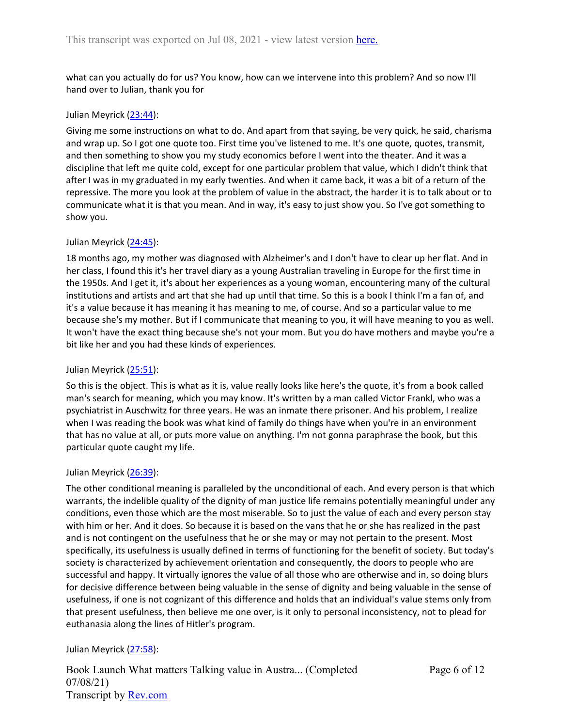what can you actually do for us? You know, how can we intervene into this problem? And so now I'll hand over to Julian, thank you for

Julian Meyrick ([23:44](#)):

Giving me some instructions on what to do. And apart from that saying, be very quick, he said, charisma and wrap up. So I got one quote too. First time you've listened to me. It's one quote, quotes, transmit, and then something to show you my study economics before I went into the theater. And it was a discipline that left me quite cold, except for one particular problem that value, which I didn't think that after I was in my graduated in my early twenties. And when it came back, it was a bit of a return of the repressive. The more you look at the problem of value in the abstract, the harder it is to talk about or to communicate what it is that you mean. And in way, it's easy to just show you. So I've got something to show you.

Julian Meyrick ([24:45](#)):

18 months ago, my mother was diagnosed with Alzheimer's and I don't have to clear up her flat. And in her class, I found this it's her travel diary as a young Australian traveling in Europe for the first time in the 1950s. And I get it, it's about her experiences as a young woman, encountering many of the cultural institutions and artists and art that she had up until that time. So this is a book I think I'm a fan of, and it's a value because it has meaning it has meaning to me, of course. And so a particular value to me because she's my mother. But if I communicate that meaning to you, it will have meaning to you as well. It won't have the exact thing because she's not your mom. But you do have mothers and maybe you're a bit like her and you had these kinds of experiences.

Julian Meyrick ([25:51](#)):

So this is the object. This is what as it is, value really looks like here's the quote, it's from a book called man's search for meaning, which you may know. It's written by a man called Victor Frankl, who was a psychiatrist in Auschwitz for three years. He was an inmate there prisoner. And his problem, I realize when I was reading the book was what kind of family do things have when you're in an environment that has no value at all, or puts more value on anything. I'm not gonna paraphrase the book, but this particular quote caught my life.

Julian Meyrick ([26:39](#)):

The other conditional meaning is paralleled by the unconditional of each. And every person is that which warrants, the indelible quality of the dignity of man justice life remains potentially meaningful under any conditions, even those which are the most miserable. So to just the value of each and every person stay with him or her. And it does. So because it is based on the vans that he or she has realized in the past and is not contingent on the usefulness that he or she may or may not pertain to the present. Most specifically, its usefulness is usually defined in terms of functioning for the benefit of society. But today's society is characterized by achievement orientation and consequently, the doors to people who are successful and happy. It virtually ignores the value of all those who are otherwise and in, so doing blurs for decisive difference between being valuable in the sense of dignity and being valuable in the sense of usefulness, if one is not cognizant of this difference and holds that an individual's value stems only from that present usefulness, then believe me one over, is it only to personal inconsistency, not to plead for euthanasia along the lines of Hitler's program.

Julian Meyrick ([27:58](#)):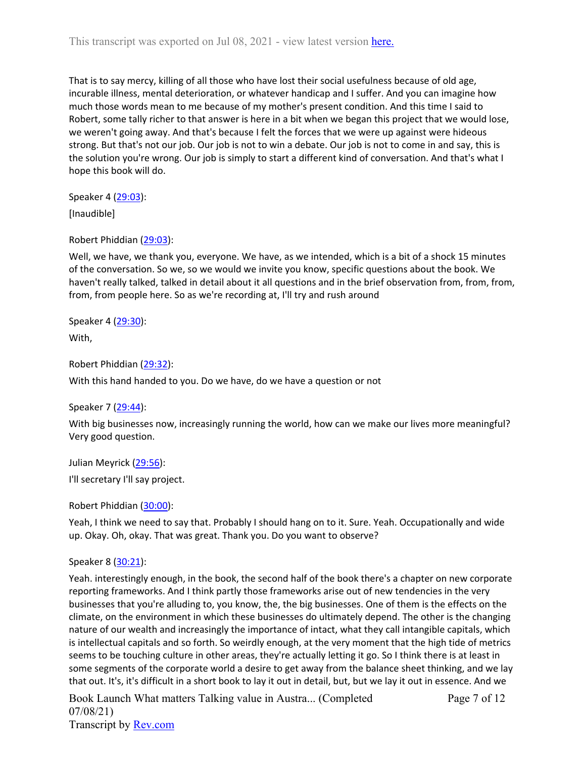That is to say mercy, killing of all those who have lost their social usefulness because of old age, incurable illness, mental deterioration, or whatever handicap and I suffer. And you can imagine how much those words mean to me because of my mother's present condition. And this time I said to Robert, some tally richer to that answer is here in a bit when we began this project that we would lose, we weren't going away. And that's because I felt the forces that we were up against were hideous strong. But that's not our job. Our job is not to win a debate. Our job is not to come in and say, this is the solution you're wrong. Our job is simply to start a different kind of conversation. And that's what I hope this book will do.

Speaker 4 (29:03):

[Inaudible]

Robert Phiddian (29:03):

Well, we have, we thank you, everyone. We have, as we intended, which is a bit of a shock 15 minutes of the conversation. So we, so we would we invite you know, specific questions about the book. We haven't really talked, talked in detail about it all questions and in the brief observation from, from, from, from, from people here. So as we're recording at, I'll try and rush around

Speaker 4 (29:30):

With,

Robert Phiddian (29:32):

With this hand handed to you. Do we have, do we have a question or not

Speaker 7 (29:44):

With big businesses now, increasingly running the world, how can we make our lives more meaningful? Very good question.

Julian Meyrick (29:56):

I'll secretary I'll say project.

Robert Phiddian (30:00):

Yeah, I think we need to say that. Probably I should hang on to it. Sure. Yeah. Occupationally and wide up. Okay. Oh, okay. That was great. Thank you. Do you want to observe?

Speaker 8 (30:21):

Yeah. interestingly enough, in the book, the second half of the book there's a chapter on new corporate reporting frameworks. And I think partly those frameworks arise out of new tendencies in the very businesses that you're alluding to, you know, the, the big businesses. One of them is the effects on the climate, on the environment in which these businesses do ultimately depend. The other is the changing nature of our wealth and increasingly the importance of intact, what they call intangible capitals, which is intellectual capitals and so forth. So weirdly enough, at the very moment that the high tide of metrics seems to be touching culture in other areas, they're actually letting it go. So I think there is at least in some segments of the corporate world a desire to get away from the balance sheet thinking, and we lay that out. It's, it's difficult in a short book to lay it out in detail, but, but we lay it out in essence. And we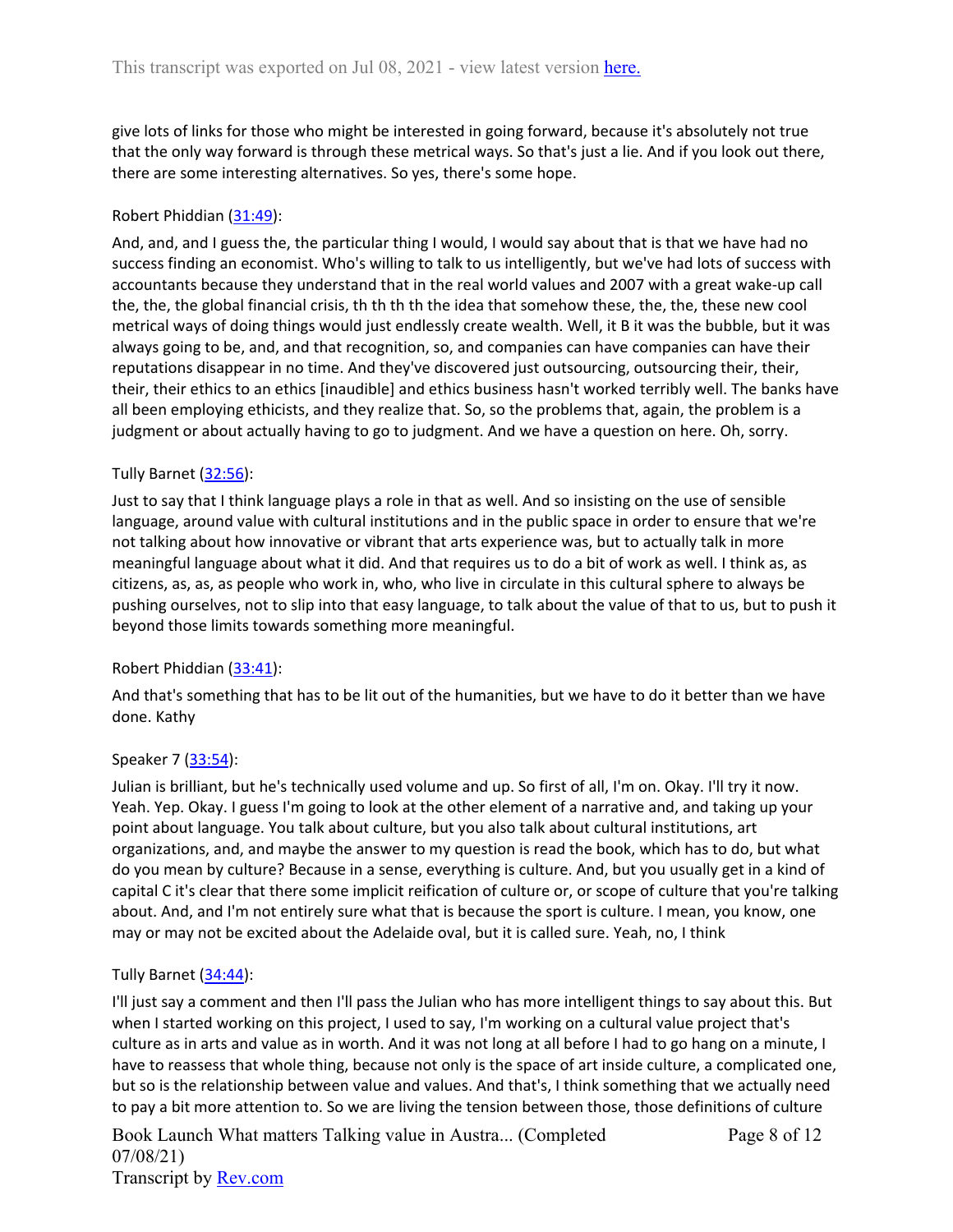give lots of links for those who might be interested in going forward, because it's absolutely not true that the only way forward is through these metrical ways. So that's just a lie. And if you look out there, there are some interesting alternatives. So yes, there's some hope.

Robert Phiddian (31:49):

And, and, and I guess the, the particular thing I would, I would say about that is that we have had no success finding an economist. Who's willing to talk to us intelligently, but we've had lots of success with accountants because they understand that in the real world values and 2007 with a great wake-up call the, the, the global financial crisis, th th th th the idea that somehow these, the, the, these new cool metrical ways of doing things would just endlessly create wealth. Well, it B it was the bubble, but it was always going to be, and, and that recognition, so, and companies can have companies can have their reputations disappear in no time. And they've discovered just outsourcing, outsourcing their, their, their, their ethics to an ethics [inaudible] and ethics business hasn't worked terribly well. The banks have all been employing ethicists, and they realize that. So, so the problems that, again, the problem is a judgment or about actually having to go to judgment. And we have a question on here. Oh, sorry.

Tully Barnet (32:56):

Just to say that I think language plays a role in that as well. And so insisting on the use of sensible language, around value with cultural institutions and in the public space in order to ensure that we're not talking about how innovative or vibrant that arts experience was, but to actually talk in more meaningful language about what it did. And that requires us to do a bit of work as well. I think as, as citizens, as, as, as people who work in, who, who live in circulate in this cultural sphere to always be pushing ourselves, not to slip into that easy language, to talk about the value of that to us, but to push it beyond those limits towards something more meaningful.

Robert Phiddian (33:41):

And that's something that has to be lit out of the humanities, but we have to do it better than we have done. Kathy

Speaker 7 (33:54):

Julian is brilliant, but he's technically used volume and up. So first of all, I'm on. Okay. I'll try it now. Yeah. Yep. Okay. I guess I'm going to look at the other element of a narrative and, and taking up your point about language. You talk about culture, but you also talk about cultural institutions, art organizations, and, and maybe the answer to my question is read the book, which has to do, but what do you mean by culture? Because in a sense, everything is culture. And, but you usually get in a kind of capital C it's clear that there some implicit reification of culture or, or scope of culture that you're talking about. And, and I'm not entirely sure what that is because the sport is culture. I mean, you know, one may or may not be excited about the Adelaide oval, but it is called sure. Yeah, no, I think

Tully Barnet (34:44):

I'll just say a comment and then I'll pass the Julian who has more intelligent things to say about this. But when I started working on this project, I used to say, I'm working on a cultural value project that's culture as in arts and value as in worth. And it was not long at all before I had to go hang on a minute, I have to reassess that whole thing, because not only is the space of art inside culture, a complicated one, but so is the relationship between value and values. And that's, I think something that we actually need to pay a bit more attention to. So we are living the tension between those, those definitions of culture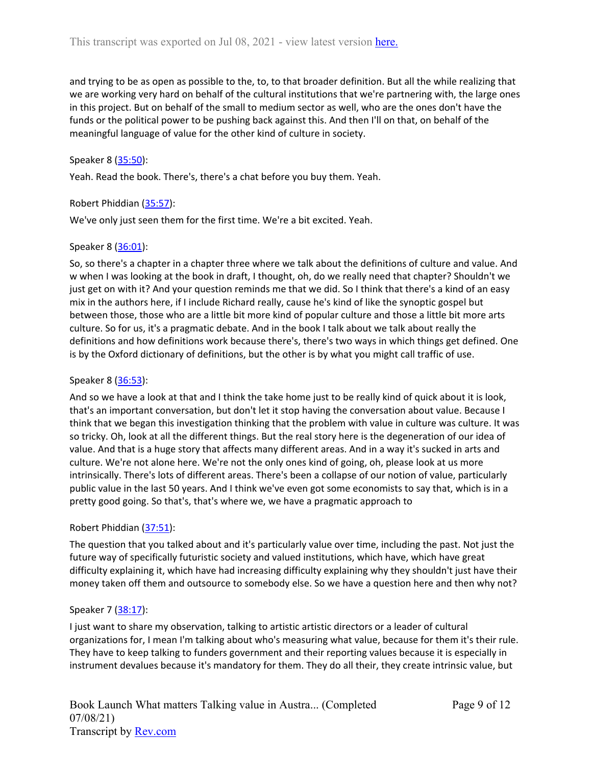and trying to be as open as possible to the, to, to that broader definition. But all the while realizing that we are working very hard on behalf of the cultural institutions that we're partnering with, the large ones in this project. But on behalf of the small to medium sector as well, who are the ones don't have the funds or the political power to be pushing back against this. And then I'll on that, on behalf of the meaningful language of value for the other kind of culture in society.

Speaker 8 ([35:50]):

Yeah. Read the book. There's, there's a chat before you buy them. Yeah.

Robert Phiddian ([35:57]):

We've only just seen them for the first time. We're a bit excited. Yeah.

Speaker 8 ([36:01]):

So, so there's a chapter in a chapter three where we talk about the definitions of culture and value. And w when I was looking at the book in draft, I thought, oh, do we really need that chapter? Shouldn't we just get on with it? And your question reminds me that we did. So I think that there's a kind of an easy mix in the authors here, if I include Richard really, cause he's kind of like the synoptic gospel but between those, those who are a little bit more kind of popular culture and those a little bit more arts culture. So for us, it's a pragmatic debate. And in the book I talk about we talk about really the definitions and how definitions work because there's, there's two ways in which things get defined. One is by the Oxford dictionary of definitions, but the other is by what you might call traffic of use.

Speaker 8 ([36:53]):

And so we have a look at that and I think the take home just to be really kind of quick about it is look, that's an important conversation, but don't let it stop having the conversation about value. Because I think that we began this investigation thinking that the problem with value in culture was culture. It was so tricky. Oh, look at all the different things. But the real story here is the degeneration of our idea of value. And that is a huge story that affects many different areas. And in a way it's sucked in arts and culture. We're not alone here. We're not the only ones kind of going, oh, please look at us more intrinsically. There's lots of different areas. There's been a collapse of our notion of value, particularly public value in the last 50 years. And I think we've even got some economists to say that, which is in a pretty good going. So that's, that's where we, we have a pragmatic approach to

Robert Phiddian ([37:51]):

The question that you talked about and it's particularly value over time, including the past. Not just the future way of specifically futuristic society and valued institutions, which have, which have great difficulty explaining it, which have had increasing difficulty explaining why they shouldn't just have their money taken off them and outsource to somebody else. So we have a question here and then why not?

Speaker 7 ([38:17]):

I just want to share my observation, talking to artistic artistic directors or a leader of cultural organizations for, I mean I'm talking about who's measuring what value, because for them it's their rule. They have to keep talking to funders government and their reporting values because it is especially in instrument devalues because it's mandatory for them. They do all their, they create intrinsic value, but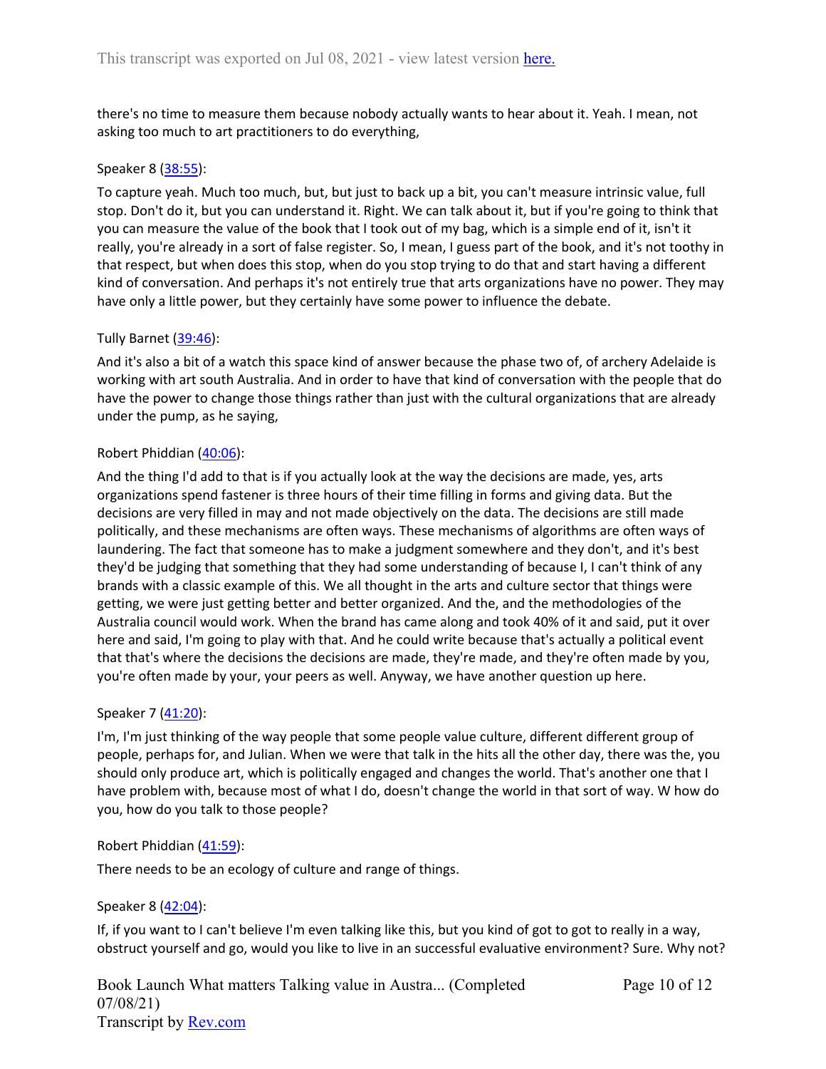there's no time to measure them because nobody actually wants to hear about it. Yeah. I mean, not asking too much to art practitioners to do everything,

Speaker 8 ([38:55](#)):

To capture yeah. Much too much, but, but just to back up a bit, you can't measure intrinsic value, full stop. Don't do it, but you can understand it. Right. We can talk about it, but if you're going to think that you can measure the value of the book that I took out of my bag, which is a simple end of it, isn't it really, you're already in a sort of false register. So, I mean, I guess part of the book, and it's not toothy in that respect, but when does this stop, when do you stop trying to do that and start having a different kind of conversation. And perhaps it's not entirely true that arts organizations have no power. They may have only a little power, but they certainly have some power to influence the debate.

Tully Barnet ([39:46](#)):

And it's also a bit of a watch this space kind of answer because the phase two of, of archery Adelaide is working with art south Australia. And in order to have that kind of conversation with the people that do have the power to change those things rather than just with the cultural organizations that are already under the pump, as he saying,

Robert Phiddian ([40:06](#)):

And the thing I'd add to that is if you actually look at the way the decisions are made, yes, arts organizations spend fastener is three hours of their time filling in forms and giving data. But the decisions are very filled in may and not made objectively on the data. The decisions are still made politically, and these mechanisms are often ways. These mechanisms of algorithms are often ways of laundering. The fact that someone has to make a judgment somewhere and they don't, and it's best they'd be judging that something that they had some understanding of because I, I can't think of any brands with a classic example of this. We all thought in the arts and culture sector that things were getting, we were just getting better and better organized. And the, and the methodologies of the Australia council would work. When the brand has came along and took 40% of it and said, put it over here and said, I'm going to play with that. And he could write because that's actually a political event that that's where the decisions the decisions are made, they're made, and they're often made by you, you're often made by your, your peers as well. Anyway, we have another question up here.

Speaker 7 ([41:20](#)):

I'm, I'm just thinking of the way people that some people value culture, different different group of people, perhaps for, and Julian. When we were that talk in the hits all the other day, there was the, you should only produce art, which is politically engaged and changes the world. That's another one that I have problem with, because most of what I do, doesn't change the world in that sort of way. W how do you, how do you talk to those people?

Robert Phiddian ([41:59](#)):

There needs to be an ecology of culture and range of things.

Speaker 8 ([42:04](#)):

If, if you want to I can't believe I'm even talking like this, but you kind of got to got to really in a way, obstruct yourself and go, would you like to live in an successful evaluative environment? Sure. Why not?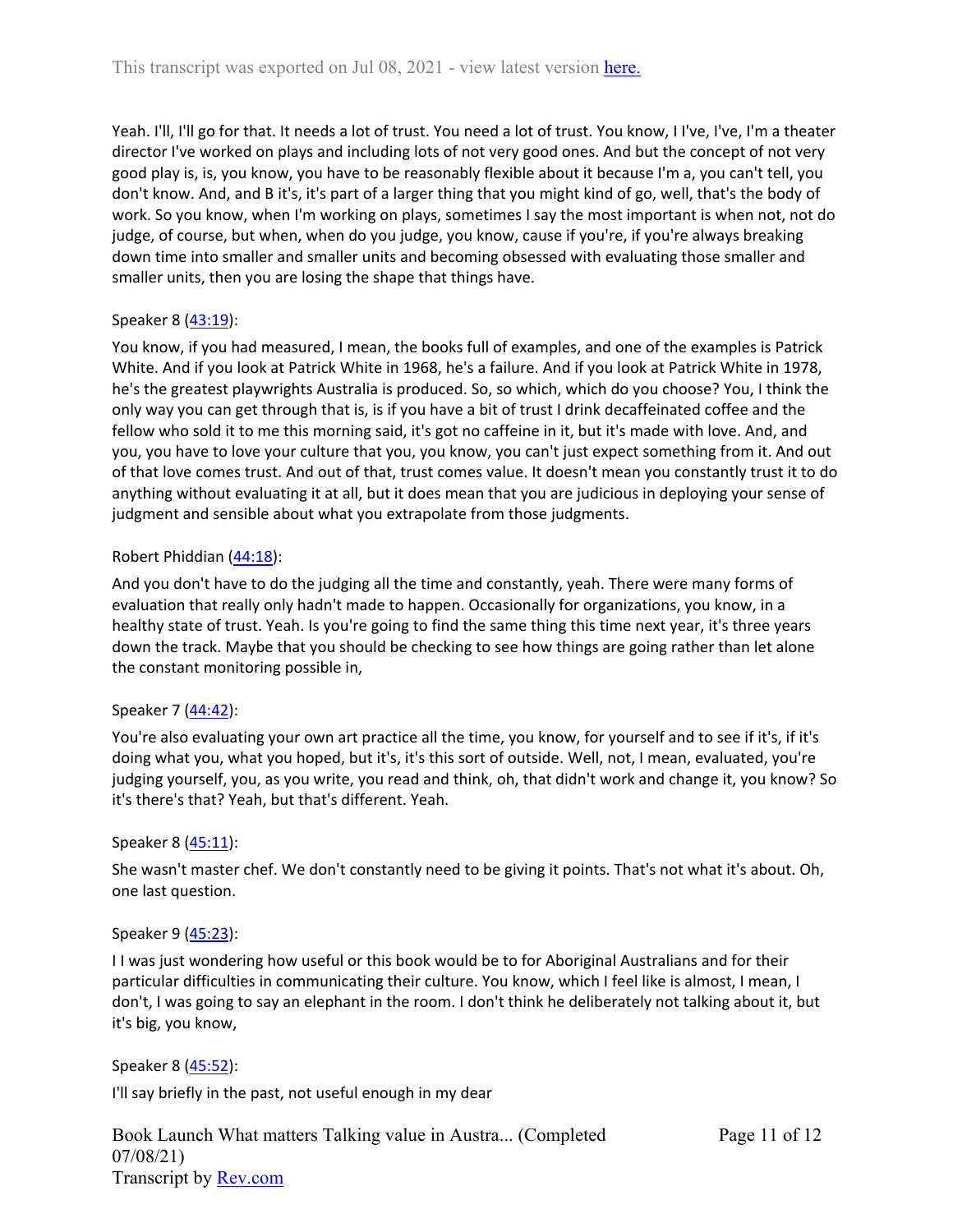Yeah. I'll, I'll go for that. It needs a lot of trust. You need a lot of trust. You know, I I've, I've, I'm a theater director I've worked on plays and including lots of not very good ones. And but the concept of not very good play is, is, you know, you have to be reasonably flexible about it because I'm a, you can't tell, you don't know. And, and B it's, it's part of a larger thing that you might kind of go, well, that's the body of work. So you know, when I'm working on plays, sometimes I say the most important is when not, not do judge, of course, but when, when do you judge, you know, cause if you're, if you're always breaking down time into smaller and smaller units and becoming obsessed with evaluating those smaller and smaller units, then you are losing the shape that things have.

Speaker 8 ([43:19](https://www.rev.com)):

You know, if you had measured, I mean, the books full of examples, and one of the examples is Patrick White. And if you look at Patrick White in 1968, he's a failure. And if you look at Patrick White in 1978, he's the greatest playwrights Australia is produced. So, so which, which do you choose? You, I think the only way you can get through that is, is if you have a bit of trust I drink decaffeinated coffee and the fellow who sold it to me this morning said, it's got no caffeine in it, but it's made with love. And, and you, you have to love your culture that you, you know, you can't just expect something from it. And out of that love comes trust. And out of that, trust comes value. It doesn't mean you constantly trust it to do anything without evaluating it at all, but it does mean that you are judicious in deploying your sense of judgment and sensible about what you extrapolate from those judgments.

Robert Phiddian ([44:18](https://www.rev.com)):

And you don't have to do the judging all the time and constantly, yeah. There were many forms of evaluation that really only hadn't made to happen. Occasionally for organizations, you know, in a healthy state of trust. Yeah. Is you're going to find the same thing this time next year, it's three years down the track. Maybe that you should be checking to see how things are going rather than let alone the constant monitoring possible in,

Speaker 7 ([44:42](https://www.rev.com)):

You're also evaluating your own art practice all the time, you know, for yourself and to see if it's, if it's doing what you, what you hoped, but it's, it's this sort of outside. Well, not, I mean, evaluated, you're judging yourself, you, as you write, you read and think, oh, that didn't work and change it, you know? So it's there's that? Yeah, but that's different. Yeah.

Speaker 8 ([45:11](https://www.rev.com)):

She wasn't master chef. We don't constantly need to be giving it points. That's not what it's about. Oh, one last question.

Speaker 9 ([45:23](https://www.rev.com)):

I I was just wondering how useful or this book would be to for Aboriginal Australians and for their particular difficulties in communicating their culture. You know, which I feel like is almost, I mean, I don't, I was going to say an elephant in the room. I don't think he deliberately not talking about it, but it's big, you know,

Speaker 8 ([45:52](https://www.rev.com)):

I'll say briefly in the past, not useful enough in my dear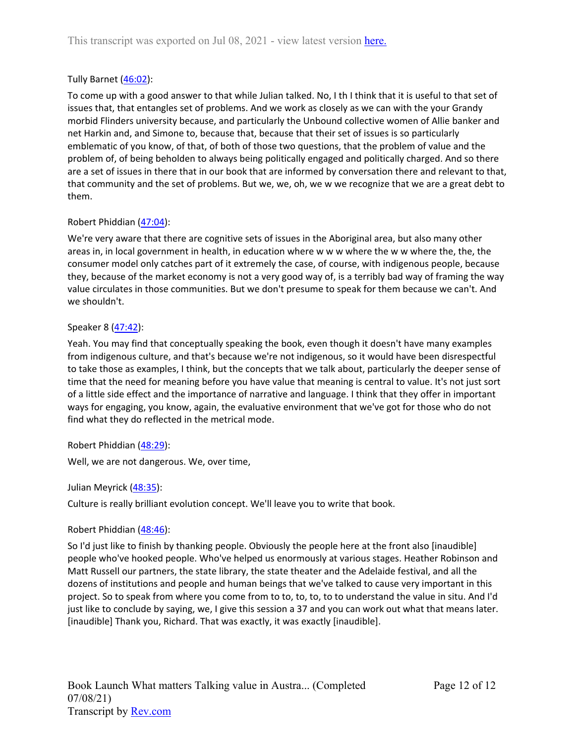Tully Barnet (46:02):

To come up with a good answer to that while Julian talked. No, I th I think that it is useful to that set of issues that, that entangles set of problems. And we work as closely as we can with the your Grandy morbid Flinders university because, and particularly the Unbound collective women of Allie banker and net Harkin and, and Simone to, because that, because that their set of issues is so particularly emblematic of you know, of that, of both of those two questions, that the problem of value and the problem of, of being beholden to always being politically engaged and politically charged. And so there are a set of issues in there that in our book that are informed by conversation there and relevant to that, that community and the set of problems. But we, we, oh, we w we recognize that we are a great debt to them.

Robert Phiddian (47:04):

We're very aware that there are cognitive sets of issues in the Aboriginal area, but also many other areas in, in local government in health, in education where w w w where the w w where the, the, the consumer model only catches part of it extremely the case, of course, with indigenous people, because they, because of the market economy is not a very good way of, is a terribly bad way of framing the way value circulates in those communities. But we don't presume to speak for them because we can't. And we shouldn't.

Speaker 8 (47:42):

Yeah. You may find that conceptually speaking the book, even though it doesn't have many examples from indigenous culture, and that's because we're not indigenous, so it would have been disrespectful to take those as examples, I think, but the concepts that we talk about, particularly the deeper sense of time that the need for meaning before you have value that meaning is central to value. It's not just sort of a little side effect and the importance of narrative and language. I think that they offer in important ways for engaging, you know, again, the evaluative environment that we've got for those who do not find what they do reflected in the metrical mode.

Robert Phiddian (48:29):

Well, we are not dangerous. We, over time,

Julian Meyrick (48:35):

Culture is really brilliant evolution concept. We'll leave you to write that book.

Robert Phiddian (48:46):

So I'd just like to finish by thanking people. Obviously the people here at the front also [inaudible] people who've hooked people. Who've helped us enormously at various stages. Heather Robinson and Matt Russell our partners, the state library, the state theater and the Adelaide festival, and all the dozens of institutions and people and human beings that we've talked to cause very important in this project. So to speak from where you come from to to, to, to, to to understand the value in situ. And I'd just like to conclude by saying, we, I give this session a 37 and you can work out what that means later. [inaudible] Thank you, Richard. That was exactly, it was exactly [inaudible].